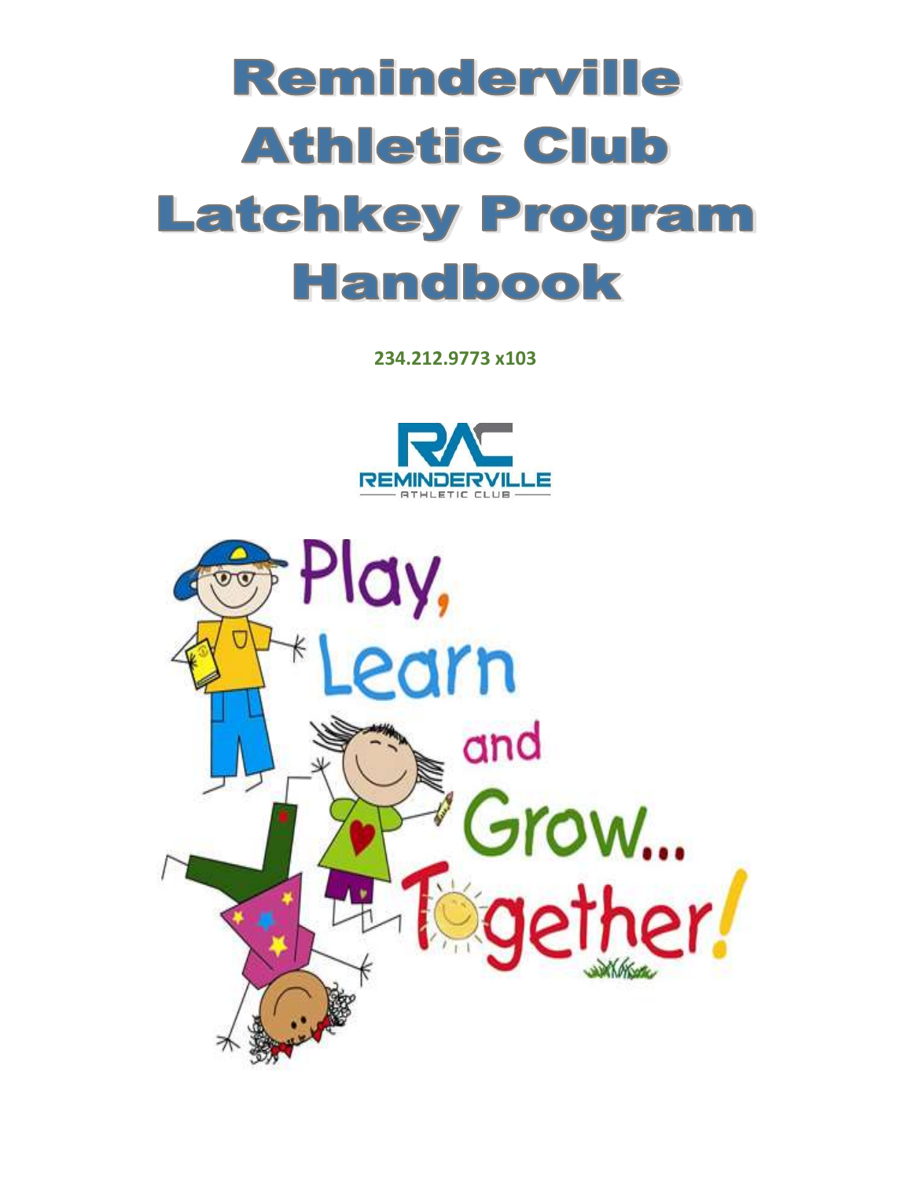# Reminderville Athletic Club Latchkey Program Handbook

**234.212.9773 x103**

Play, Learn and Grow… Together!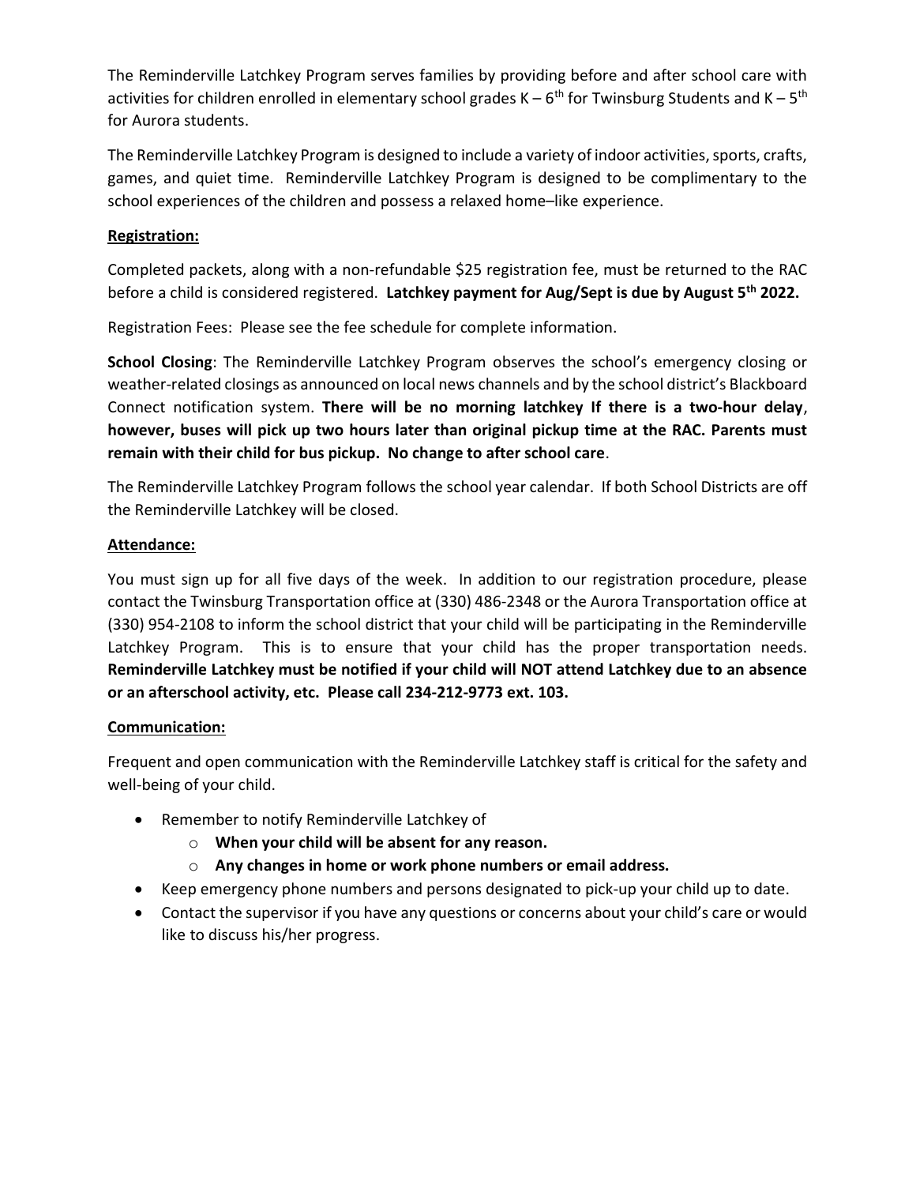The Reminderville Latchkey Program serves families by providing before and after school care with activities for children enrolled in elementary school grades K – 6th for Twinsburg Students and K – 5th for Aurora students.

The Reminderville Latchkey Program is designed to include a variety of indoor activities, sports, crafts, games, and quiet time. Reminderville Latchkey Program is designed to be complimentary to the school experiences of the children and possess a relaxed home–like experience.

**Registration:**

Completed packets, along with a non-refundable $25 registration fee, must be returned to the RAC before a child is considered registered. **Latchkey payment for Aug/Sept is due by August 5th 2022.**

Registration Fees: Please see the fee schedule for complete information.

**School Closing**: The Reminderville Latchkey Program observes the school's emergency closing or weather-related closings as announced on local news channels and by the school district's Blackboard Connect notification system. **There will be no morning latchkey If there is a two-hour delay**, **however, buses will pick up two hours later than original pickup time at the RAC. Parents must remain with their child for bus pickup. No change to after school care**.

The Reminderville Latchkey Program follows the school year calendar. If both School Districts are off the Reminderville Latchkey will be closed.

**Attendance:**

You must sign up for all five days of the week. In addition to our registration procedure, please contact the Twinsburg Transportation office at (330) 486-2348 or the Aurora Transportation office at (330) 954-2108 to inform the school district that your child will be participating in the Reminderville Latchkey Program. This is to ensure that your child has the proper transportation needs. **Reminderville Latchkey must be notified if your child will NOT attend Latchkey due to an absence or an afterschool activity, etc. Please call 234-212-9773 ext. 103.**

**Communication:**

Frequent and open communication with the Reminderville Latchkey staff is critical for the safety and well-being of your child.

- Remember to notify Reminderville Latchkey of
  - **When your child will be absent for any reason.**
  - **Any changes in home or work phone numbers or email address.**
- Keep emergency phone numbers and persons designated to pick-up your child up to date.
- Contact the supervisor if you have any questions or concerns about your child's care or would like to discuss his/her progress.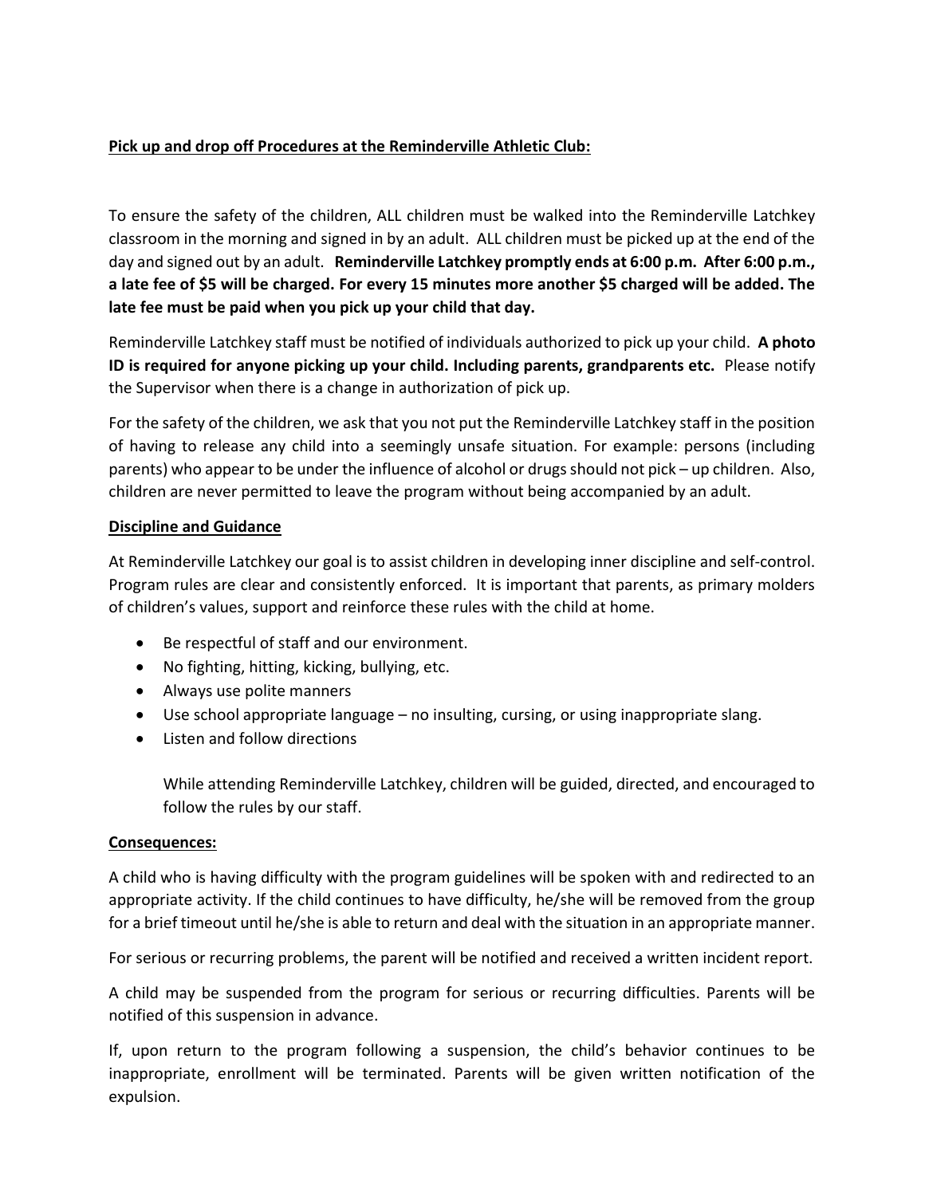**Pick up and drop off Procedures at the Reminderville Athletic Club:**

To ensure the safety of the children, ALL children must be walked into the Reminderville Latchkey classroom in the morning and signed in by an adult. ALL children must be picked up at the end of the day and signed out by an adult. **Reminderville Latchkey promptly ends at 6:00 p.m. After 6:00 p.m., a late fee of $5 will be charged. For every 15 minutes more another $5 charged will be added. The late fee must be paid when you pick up your child that day.**

Reminderville Latchkey staff must be notified of individuals authorized to pick up your child. **A photo ID is required for anyone picking up your child. Including parents, grandparents etc.** Please notify the Supervisor when there is a change in authorization of pick up.

For the safety of the children, we ask that you not put the Reminderville Latchkey staff in the position of having to release any child into a seemingly unsafe situation. For example: persons (including parents) who appear to be under the influence of alcohol or drugs should not pick – up children. Also, children are never permitted to leave the program without being accompanied by an adult.

**Discipline and Guidance**

At Reminderville Latchkey our goal is to assist children in developing inner discipline and self-control. Program rules are clear and consistently enforced. It is important that parents, as primary molders of children's values, support and reinforce these rules with the child at home.

- Be respectful of staff and our environment.
- No fighting, hitting, kicking, bullying, etc.
- Always use polite manners
- Use school appropriate language – no insulting, cursing, or using inappropriate slang.
- Listen and follow directions

While attending Reminderville Latchkey, children will be guided, directed, and encouraged to follow the rules by our staff.

**Consequences:**

A child who is having difficulty with the program guidelines will be spoken with and redirected to an appropriate activity. If the child continues to have difficulty, he/she will be removed from the group for a brief timeout until he/she is able to return and deal with the situation in an appropriate manner.

For serious or recurring problems, the parent will be notified and received a written incident report.

A child may be suspended from the program for serious or recurring difficulties. Parents will be notified of this suspension in advance.

If, upon return to the program following a suspension, the child's behavior continues to be inappropriate, enrollment will be terminated. Parents will be given written notification of the expulsion.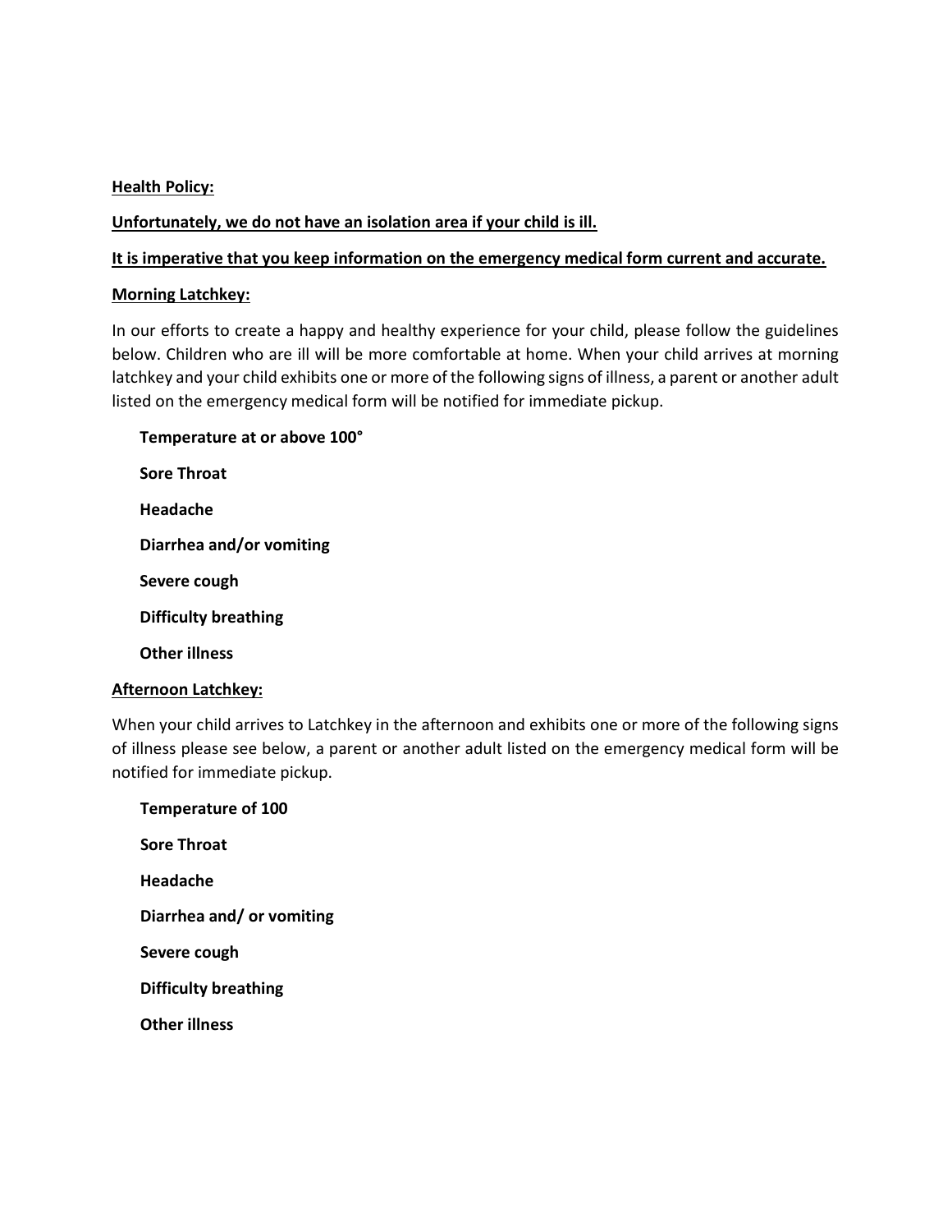**<u>Health Policy:</u>**

**<u>Unfortunately, we do not have an isolation area if your child is ill.</u>**

**<u>It is imperative that you keep information on the emergency medical form current and accurate.</u>**

**<u>Morning Latchkey:</u>**

In our efforts to create a happy and healthy experience for your child, please follow the guidelines below. Children who are ill will be more comfortable at home. When your child arrives at morning latchkey and your child exhibits one or more of the following signs of illness, a parent or another adult listed on the emergency medical form will be notified for immediate pickup.

**Temperature at or above 100°**

**Sore Throat**

**Headache**

**Diarrhea and/or vomiting**

**Severe cough**

**Difficulty breathing**

**Other illness**

**<u>Afternoon Latchkey:</u>**

When your child arrives to Latchkey in the afternoon and exhibits one or more of the following signs of illness please see below, a parent or another adult listed on the emergency medical form will be notified for immediate pickup.

**Temperature of 100**

**Sore Throat**

**Headache**

**Diarrhea and/ or vomiting**

**Severe cough**

**Difficulty breathing**

**Other illness**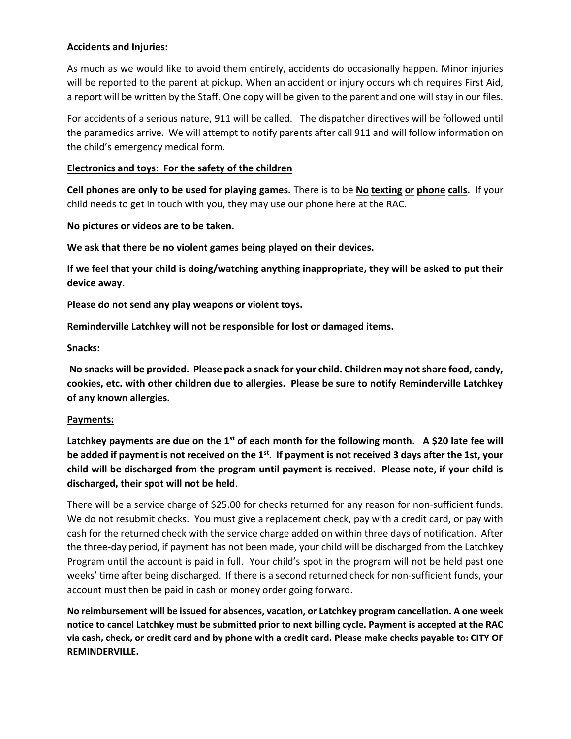**Accidents and Injuries:**

As much as we would like to avoid them entirely, accidents do occasionally happen. Minor injuries will be reported to the parent at pickup. When an accident or injury occurs which requires First Aid, a report will be written by the Staff. One copy will be given to the parent and one will stay in our files.

For accidents of a serious nature, 911 will be called. The dispatcher directives will be followed until the paramedics arrive. We will attempt to notify parents after call 911 and will follow information on the child's emergency medical form.

**Electronics and toys: For the safety of the children**

**Cell phones are only to be used for playing games.** There is to be **No texting or phone calls.** If your child needs to get in touch with you, they may use our phone here at the RAC.

**No pictures or videos are to be taken.**

**We ask that there be no violent games being played on their devices.**

**If we feel that your child is doing/watching anything inappropriate, they will be asked to put their device away.**

**Please do not send any play weapons or violent toys.**

**Reminderville Latchkey will not be responsible for lost or damaged items.**

**Snacks:**

**No snacks will be provided. Please pack a snack for your child. Children may not share food, candy, cookies, etc. with other children due to allergies. Please be sure to notify Reminderville Latchkey of any known allergies.**

**Payments:**

**Latchkey payments are due on the 1st of each month for the following month. A $20 late fee will be added if payment is not received on the 1st. If payment is not received 3 days after the 1st, your child will be discharged from the program until payment is received. Please note, if your child is discharged, their spot will not be held**.

There will be a service charge of $25.00 for checks returned for any reason for non-sufficient funds. We do not resubmit checks. You must give a replacement check, pay with a credit card, or pay with cash for the returned check with the service charge added on within three days of notification. After the three-day period, if payment has not been made, your child will be discharged from the Latchkey Program until the account is paid in full. Your child's spot in the program will not be held past one weeks' time after being discharged. If there is a second returned check for non-sufficient funds, your account must then be paid in cash or money order going forward.

**No reimbursement will be issued for absences, vacation, or Latchkey program cancellation. A one week notice to cancel Latchkey must be submitted prior to next billing cycle. Payment is accepted at the RAC via cash, check, or credit card and by phone with a credit card. Please make checks payable to: CITY OF REMINDERVILLE.**